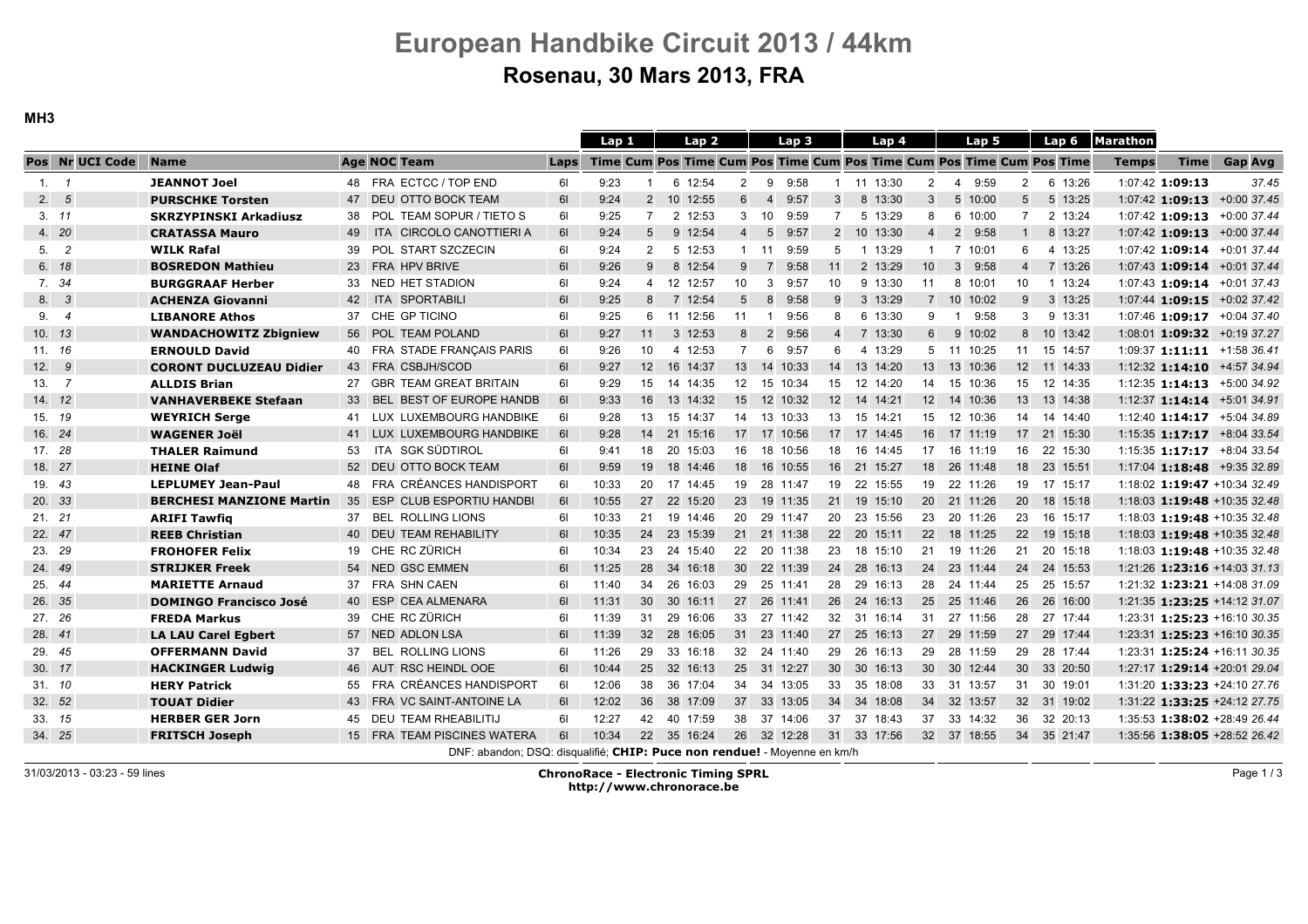# European Handbike Circuit 2013 / 44km

## Rosenau, 30 Mars 2013, FRA

**MH3**

| Pos | Nr | UCI Code | Name | Age | NOC | Team | Laps | Lap 1 Time | Lap 1 Cum Pos | Lap 2 Time | Lap 2 Cum Pos | Lap 3 Time | Lap 3 Cum Pos | Lap 4 Time | Lap 4 Cum Pos | Lap 5 Time | Lap 5 Cum Pos | Lap 6 Time | Marathon Temps | Time | Gap | Avg |
|---|---|---|---|---|---|---|---|---|---|---|---|---|---|---|---|---|---|---|---|---|---|---|
| 1. | 1 | | **JEANNOT Joel** | 48 | FRA | ECTCC / TOP END | 6l | 9:23 | 1 | 6 12:54 | 2 | 9 9:58 | 1 | 11 13:30 | 2 | 4 9:59 | 2 | 6 13:26 | 1:07:42 | **1:09:13** | | 37.45 |
| 2. | 5 | | **PURSCHKE Torsten** | 47 | DEU | OTTO BOCK TEAM | 6l | 9:24 | 2 | 10 12:55 | 6 | 4 9:57 | 3 | 8 13:30 | 3 | 5 10:00 | 5 | 5 13:25 | 1:07:42 | **1:09:13** | +0:00 | 37.45 |
| 3. | 11 | | **SKRZYPINSKI Arkadiusz** | 38 | POL | TEAM SOPUR / TIETO S | 6l | 9:25 | 7 | 2 12:53 | 3 | 10 9:59 | 7 | 5 13:29 | 8 | 6 10:00 | 7 | 2 13:24 | 1:07:42 | **1:09:13** | +0:00 | 37.44 |
| 4. | 20 | | **CRATASSA Mauro** | 49 | ITA | CIRCOLO CANOTTIERI A | 6l | 9:24 | 5 | 9 12:54 | 4 | 5 9:57 | 2 | 10 13:30 | 4 | 2 9:58 | 1 | 8 13:27 | 1:07:42 | **1:09:13** | +0:00 | 37.44 |
| 5. | 2 | | **WILK Rafal** | 39 | POL | START SZCZECIN | 6l | 9:24 | 2 | 5 12:53 | 1 | 11 9:59 | 5 | 1 13:29 | 1 | 7 10:01 | 6 | 4 13:25 | 1:07:42 | **1:09:14** | +0:01 | 37.44 |
| 6. | 18 | | **BOSREDON Mathieu** | 23 | FRA | HPV BRIVE | 6l | 9:26 | 9 | 8 12:54 | 9 | 7 9:58 | 11 | 2 13:29 | 10 | 3 9:58 | 4 | 7 13:26 | 1:07:43 | **1:09:14** | +0:01 | 37.44 |
| 7. | 34 | | **BURGGRAAF Herber** | 33 | NED | HET STADION | 6l | 9:24 | 4 | 12 12:57 | 10 | 3 9:57 | 10 | 9 13:30 | 11 | 8 10:01 | 10 | 1 13:24 | 1:07:43 | **1:09:14** | +0:01 | 37.43 |
| 8. | 3 | | **ACHENZA Giovanni** | 42 | ITA | SPORTABILI | 6l | 9:25 | 8 | 7 12:54 | 5 | 8 9:58 | 9 | 3 13:29 | 7 | 10 10:02 | 9 | 3 13:25 | 1:07:44 | **1:09:15** | +0:02 | 37.42 |
| 9. | 4 | | **LIBANORE Athos** | 37 | CHE | GP TICINO | 6l | 9:25 | 6 | 11 12:56 | 11 | 1 9:56 | 8 | 6 13:30 | 9 | 1 9:58 | 3 | 9 13:31 | 1:07:46 | **1:09:17** | +0:04 | 37.40 |
| 10. | 13 | | **WANDACHOWITZ Zbigniew** | 56 | POL | TEAM POLAND | 6l | 9:27 | 11 | 3 12:53 | 8 | 2 9:56 | 4 | 7 13:30 | 6 | 9 10:02 | 8 | 10 13:42 | 1:08:01 | **1:09:32** | +0:19 | 37.27 |
| 11. | 16 | | **ERNOULD David** | 40 | FRA | STADE FRANÇAIS PARIS | 6l | 9:26 | 10 | 4 12:53 | 7 | 6 9:57 | 6 | 4 13:29 | 5 | 11 10:25 | 11 | 15 14:57 | 1:09:37 | **1:11:11** | +1:58 | 36.41 |
| 12. | 9 | | **CORONT DUCLUZEAU Didier** | 43 | FRA | CSBJH/SCOD | 6l | 9:27 | 12 | 16 14:37 | 13 | 14 10:33 | 14 | 13 14:20 | 13 | 13 10:36 | 12 | 11 14:33 | 1:12:32 | **1:14:10** | +4:57 | 34.94 |
| 13. | 7 | | **ALLDIS Brian** | 27 | GBR | TEAM GREAT BRITAIN | 6l | 9:29 | 15 | 14 14:35 | 12 | 15 10:34 | 15 | 12 14:20 | 14 | 15 10:36 | 15 | 12 14:35 | 1:12:35 | **1:14:13** | +5:00 | 34.92 |
| 14. | 12 | | **VANHAVERBEKE Stefaan** | 33 | BEL | BEST OF EUROPE HANDB | 6l | 9:33 | 16 | 13 14:32 | 15 | 12 10:32 | 12 | 14 14:21 | 12 | 14 10:36 | 13 | 13 14:38 | 1:12:37 | **1:14:14** | +5:01 | 34.91 |
| 15. | 19 | | **WEYRICH Serge** | 41 | LUX | LUXEMBOURG HANDBIKE | 6l | 9:28 | 13 | 15 14:37 | 14 | 13 10:33 | 13 | 15 14:21 | 15 | 12 10:36 | 14 | 14 14:40 | 1:12:40 | **1:14:17** | +5:04 | 34.89 |
| 16. | 24 | | **WAGENER Joël** | 41 | LUX | LUXEMBOURG HANDBIKE | 6l | 9:28 | 14 | 21 15:16 | 17 | 17 10:56 | 17 | 17 14:45 | 16 | 17 11:19 | 17 | 21 15:30 | 1:15:35 | **1:17:17** | +8:04 | 33.54 |
| 17. | 28 | | **THALER Raimund** | 53 | ITA | SGK SÜDTIROL | 6l | 9:41 | 18 | 20 15:03 | 16 | 18 10:56 | 18 | 16 14:45 | 17 | 16 11:19 | 16 | 22 15:30 | 1:15:35 | **1:17:17** | +8:04 | 33.54 |
| 18. | 27 | | **HEINE Olaf** | 52 | DEU | OTTO BOCK TEAM | 6l | 9:59 | 19 | 18 14:46 | 18 | 16 10:55 | 16 | 21 15:27 | 18 | 26 11:48 | 18 | 23 15:51 | 1:17:04 | **1:18:48** | +9:35 | 32.89 |
| 19. | 43 | | **LEPLUMEY Jean-Paul** | 48 | FRA | CRÉANCES HANDISPORT | 6l | 10:33 | 20 | 17 14:45 | 19 | 28 11:47 | 19 | 22 15:55 | 19 | 22 11:26 | 19 | 17 15:17 | 1:18:02 | **1:19:47** | +10:34 | 32.49 |
| 20. | 33 | | **BERCHESI MANZIONE Martin** | 35 | ESP | CLUB ESPORTIU HANDBI | 6l | 10:55 | 27 | 22 15:20 | 23 | 19 11:35 | 21 | 19 15:10 | 20 | 21 11:26 | 20 | 18 15:18 | 1:18:03 | **1:19:48** | +10:35 | 32.48 |
| 21. | 21 | | **ARIFI Tawfiq** | 37 | BEL | ROLLING LIONS | 6l | 10:33 | 21 | 19 14:46 | 20 | 29 11:47 | 20 | 23 15:56 | 23 | 20 11:26 | 23 | 16 15:17 | 1:18:03 | **1:19:48** | +10:35 | 32.48 |
| 22. | 47 | | **REEB Christian** | 40 | DEU | TEAM REHABILITY | 6l | 10:35 | 24 | 23 15:39 | 21 | 21 11:38 | 22 | 20 15:11 | 22 | 18 11:25 | 22 | 19 15:18 | 1:18:03 | **1:19:48** | +10:35 | 32.48 |
| 23. | 29 | | **FROHOFER Felix** | 19 | CHE | RC ZÜRICH | 6l | 10:34 | 23 | 24 15:40 | 22 | 20 11:38 | 23 | 18 15:10 | 21 | 19 11:26 | 21 | 20 15:18 | 1:18:03 | **1:19:48** | +10:35 | 32.48 |
| 24. | 49 | | **STRIJKER Freek** | 54 | NED | GSC EMMEN | 6l | 11:25 | 28 | 34 16:18 | 30 | 22 11:39 | 24 | 28 16:13 | 24 | 23 11:44 | 24 | 24 15:53 | 1:21:26 | **1:23:16** | +14:03 | 31.13 |
| 25. | 44 | | **MARIETTE Arnaud** | 37 | FRA | SHN CAEN | 6l | 11:40 | 34 | 26 16:03 | 29 | 25 11:41 | 28 | 29 16:13 | 28 | 24 11:44 | 25 | 25 15:57 | 1:21:32 | **1:23:21** | +14:08 | 31.09 |
| 26. | 35 | | **DOMINGO Francisco José** | 40 | ESP | CEA ALMENARA | 6l | 11:31 | 30 | 30 16:11 | 27 | 26 11:41 | 26 | 24 16:13 | 25 | 25 11:46 | 26 | 26 16:00 | 1:21:35 | **1:23:25** | +14:12 | 31.07 |
| 27. | 26 | | **FREDA Markus** | 39 | CHE | RC ZÜRICH | 6l | 11:39 | 31 | 29 16:06 | 33 | 27 11:42 | 32 | 31 16:14 | 31 | 27 11:56 | 28 | 27 17:44 | 1:23:31 | **1:25:23** | +16:10 | 30.35 |
| 28. | 41 | | **LA LAU Carel Egbert** | 57 | NED | ADLON LSA | 6l | 11:39 | 32 | 28 16:05 | 31 | 23 11:40 | 27 | 25 16:13 | 27 | 29 11:59 | 27 | 29 17:44 | 1:23:31 | **1:25:23** | +16:10 | 30.35 |
| 29. | 45 | | **OFFERMANN David** | 37 | BEL | ROLLING LIONS | 6l | 11:26 | 29 | 33 16:18 | 32 | 24 11:40 | 29 | 26 16:13 | 29 | 28 11:59 | 29 | 28 17:44 | 1:23:31 | **1:25:24** | +16:11 | 30.35 |
| 30. | 17 | | **HACKINGER Ludwig** | 46 | AUT | RSC HEINDL OOE | 6l | 10:44 | 25 | 32 16:13 | 25 | 31 12:27 | 30 | 30 16:13 | 30 | 30 12:44 | 30 | 33 20:50 | 1:27:17 | **1:29:14** | +20:01 | 29.04 |
| 31. | 10 | | **HERY Patrick** | 55 | FRA | CRÉANCES HANDISPORT | 6l | 12:06 | 38 | 36 17:04 | 34 | 34 13:05 | 33 | 35 18:08 | 33 | 31 13:57 | 31 | 30 19:01 | 1:31:20 | **1:33:23** | +24:10 | 27.76 |
| 32. | 52 | | **TOUAT Didier** | 43 | FRA | VC SAINT-ANTOINE LA | 6l | 12:02 | 36 | 38 17:09 | 37 | 33 13:05 | 34 | 34 18:08 | 34 | 32 13:57 | 32 | 31 19:02 | 1:31:22 | **1:33:25** | +24:12 | 27.75 |
| 33. | 15 | | **HERBER GER Jorn** | 45 | DEU | TEAM RHEABILITIJ | 6l | 12:27 | 42 | 40 17:59 | 38 | 37 14:06 | 37 | 37 18:43 | 37 | 33 14:32 | 36 | 32 20:13 | 1:35:53 | **1:38:02** | +28:49 | 26.44 |
| 34. | 25 | | **FRITSCH Joseph** | 15 | FRA | TEAM PISCINES WATERA | 6l | 10:34 | 22 | 35 16:24 | 26 | 32 12:28 | 31 | 33 17:56 | 32 | 37 18:55 | 34 | 35 21:47 | 1:35:56 | **1:38:05** | +28:52 | 26.42 |

DNF: abandon; DSQ: disqualifié; **CHIP: Puce non rendue!** - Moyenne en km/h

31/03/2013 - 03:23 - 59 lines

**ChronoRace - Electronic Timing SPRL**
**http://www.chronorace.be**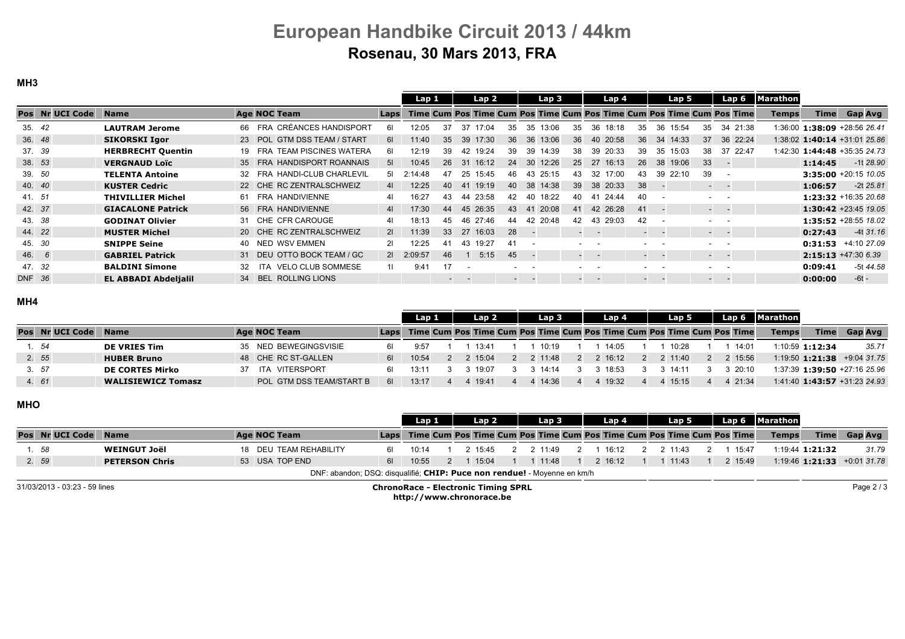# European Handbike Circuit 2013 / 44km

## Rosenau, 30 Mars 2013, FRA

### MH3

| Pos | Nr | UCI Code | Name | Age | NOC | Team | Laps | Lap 1 Time | Cum | Lap 2 Pos | Lap 2 Time | Cum | Lap 3 Pos | Lap 3 Time | Cum | Lap 4 Pos | Lap 4 Time | Cum | Lap 5 Pos | Lap 5 Time | Cum | Lap 6 Pos | Lap 6 Time | Marathon Temps | Time | Gap | Avg |
|---|---|---|---|---|---|---|---|---|---|---|---|---|---|---|---|---|---|---|---|---|---|---|---|---|---|---|---|
| 35. | 42 | | **LAUTRAM Jerome** | 66 | FRA | CRÉANCES HANDISPORT | 6l | 12:05 | 37 | 37 | 17:04 | 35 | 35 | 13:06 | 35 | 36 | 18:18 | 35 | 36 | 15:54 | 35 | 34 | 21:38 | 1:36:00 | **1:38:09** | +28:56 | 26.41 |
| 36. | 48 | | **SIKORSKI Igor** | 23 | POL | GTM DSS TEAM / START | 6l | 11:40 | 35 | 39 | 17:30 | 36 | 36 | 13:06 | 36 | 40 | 20:58 | 36 | 34 | 14:33 | 37 | 36 | 22:24 | 1:38:02 | **1:40:14** | +31:01 | 25.86 |
| 37. | 39 | | **HERBRECHT Quentin** | 19 | FRA | TEAM PISCINES WATERA | 6l | 12:19 | 39 | 42 | 19:24 | 39 | 39 | 14:39 | 38 | 39 | 20:33 | 39 | 35 | 15:03 | 38 | 37 | 22:47 | 1:42:30 | **1:44:48** | +35:35 | 24.73 |
| 38. | 53 | | **VERGNAUD Loïc** | 35 | FRA | HANDISPORT ROANNAIS | 5l | 10:45 | 26 | 31 | 16:12 | 24 | 30 | 12:26 | 25 | 27 | 16:13 | 26 | 38 | 19:06 | 33 | - | | | **1:14:45** | -1t | 28.90 |
| 39. | 50 | | **TELENTA Antoine** | 32 | FRA | HANDI-CLUB CHARLEVIL | 5l | 2:14:48 | 47 | 25 | 15:45 | 46 | 43 | 25:15 | 43 | 32 | 17:00 | 43 | 39 | 22:10 | 39 | - | | | **3:35:00** | +20:15 | 10.05 |
| 40. | 40 | | **KUSTER Cedric** | 22 | CHE | RC ZENTRALSCHWEIZ | 4l | 12:25 | 40 | 41 | 19:19 | 40 | 38 | 14:38 | 39 | 38 | 20:33 | 38 | - | | - | - | | | **1:06:57** | -2t | 25.81 |
| 41. | 51 | | **THIVILLIER Michel** | 61 | FRA | HANDIVIENNE | 4l | 16:27 | 43 | 44 | 23:58 | 42 | 40 | 18:22 | 40 | 41 | 24:44 | 40 | - | | - | - | | | **1:23:32** | +16:35 | 20.68 |
| 42. | 37 | | **GIACALONE Patrick** | 56 | FRA | HANDIVIENNE | 4l | 17:30 | 44 | 45 | 26:35 | 43 | 41 | 20:08 | 41 | 42 | 26:28 | 41 | - | | - | - | | | **1:30:42** | +23:45 | 19.05 |
| 43. | 38 | | **GODINAT Olivier** | 31 | CHE | CFR CAROUGE | 4l | 18:13 | 45 | 46 | 27:46 | 44 | 42 | 20:48 | 42 | 43 | 29:03 | 42 | - | | - | - | | | **1:35:52** | +28:55 | 18.02 |
| 44. | 22 | | **MUSTER Michel** | 20 | CHE | RC ZENTRALSCHWEIZ | 2l | 11:39 | 33 | 27 | 16:03 | 28 | - | | - | - | | - | - | | - | - | | | **0:27:43** | -4t | 31.16 |
| 45. | 30 | | **SNIPPE Seine** | 40 | NED | WSV EMMEN | 2l | 12:25 | 41 | 43 | 19:27 | 41 | - | | - | - | | - | - | | - | - | | | **0:31:53** | +4:10 | 27.09 |
| 46. | 6 | | **GABRIEL Patrick** | 31 | DEU | OTTO BOCK TEAM / GC | 2l | 2:09:57 | 46 | 1 | 5:15 | 45 | - | | - | - | | - | - | | - | - | | | **2:15:13** | +47:30 | 6.39 |
| 47. | 32 | | **BALDINI Simone** | 32 | ITA | VELO CLUB SOMMESE | 1l | 9:41 | 17 | - | | - | - | | - | - | | - | - | | - | - | | | **0:09:41** | -5t | 44.58 |
| DNF | 36 | | **EL ABBADI Abdeljalil** | 34 | BEL | ROLLING LIONS | | | - | - | | - | - | | - | - | | - | - | | - | - | | | **0:00:00** | -6t | - |

### MH4

| Pos | Nr | UCI Code | Name | Age | NOC | Team | Laps | Lap 1 Time | Cum | Lap 2 Pos | Lap 2 Time | Cum | Lap 3 Pos | Lap 3 Time | Cum | Lap 4 Pos | Lap 4 Time | Cum | Lap 5 Pos | Lap 5 Time | Cum | Lap 6 Pos | Lap 6 Time | Marathon Temps | Time | Gap | Avg |
|---|---|---|---|---|---|---|---|---|---|---|---|---|---|---|---|---|---|---|---|---|---|---|---|---|---|---|---|
| 1. | 54 | | **DE VRIES Tim** | 35 | NED | BEWEGINGSVISIE | 6l | 9:57 | 1 | 1 | 13:41 | 1 | 1 | 10:19 | 1 | 1 | 14:05 | 1 | 1 | 10:28 | 1 | 1 | 14:01 | 1:10:59 | **1:12:34** | | 35.71 |
| 2. | 55 | | **HUBER Bruno** | 48 | CHE | RC ST-GALLEN | 6l | 10:54 | 2 | 2 | 15:04 | 2 | 2 | 11:48 | 2 | 2 | 16:12 | 2 | 2 | 11:40 | 2 | 2 | 15:56 | 1:19:50 | **1:21:38** | +9:04 | 31.75 |
| 3. | 57 | | **DE CORTES Mirko** | 37 | ITA | VITERSPORT | 6l | 13:11 | 3 | 3 | 19:07 | 3 | 3 | 14:14 | 3 | 3 | 18:53 | 3 | 3 | 14:11 | 3 | 3 | 20:10 | 1:37:39 | **1:39:50** | +27:16 | 25.96 |
| 4. | 61 | | **WALISIEWICZ Tomasz** | | POL | GTM DSS TEAM/START B | 6l | 13:17 | 4 | 4 | 19:41 | 4 | 4 | 14:36 | 4 | 4 | 19:32 | 4 | 4 | 15:15 | 4 | 4 | 21:34 | 1:41:40 | **1:43:57** | +31:23 | 24.93 |

### MHO

| Pos | Nr | UCI Code | Name | Age | NOC | Team | Laps | Lap 1 Time | Cum | Lap 2 Pos | Lap 2 Time | Cum | Lap 3 Pos | Lap 3 Time | Cum | Lap 4 Pos | Lap 4 Time | Cum | Lap 5 Pos | Lap 5 Time | Cum | Lap 6 Pos | Lap 6 Time | Marathon Temps | Time | Gap | Avg |
|---|---|---|---|---|---|---|---|---|---|---|---|---|---|---|---|---|---|---|---|---|---|---|---|---|---|---|---|
| 1. | 58 | | **WEINGUT Joël** | 18 | DEU | TEAM REHABILITY | 6l | 10:14 | 1 | 2 | 15:45 | 2 | 2 | 11:49 | 2 | 1 | 16:12 | 2 | 2 | 11:43 | 2 | 1 | 15:47 | 1:19:44 | **1:21:32** | | 31.79 |
| 2. | 59 | | **PETERSON Chris** | 53 | USA | TOP END | 6l | 10:55 | 2 | 1 | 15:04 | 1 | 1 | 11:48 | 1 | 2 | 16:12 | 1 | 1 | 11:43 | 1 | 2 | 15:49 | 1:19:46 | **1:21:33** | +0:01 | 31.78 |

DNF: abandon; DSQ: disqualifié; **CHIP: Puce non rendue!** - Moyenne en km/h

31/03/2013 - 03:23 - 59 lines

**ChronoRace - Electronic Timing SPRL**
**http://www.chronorace.be**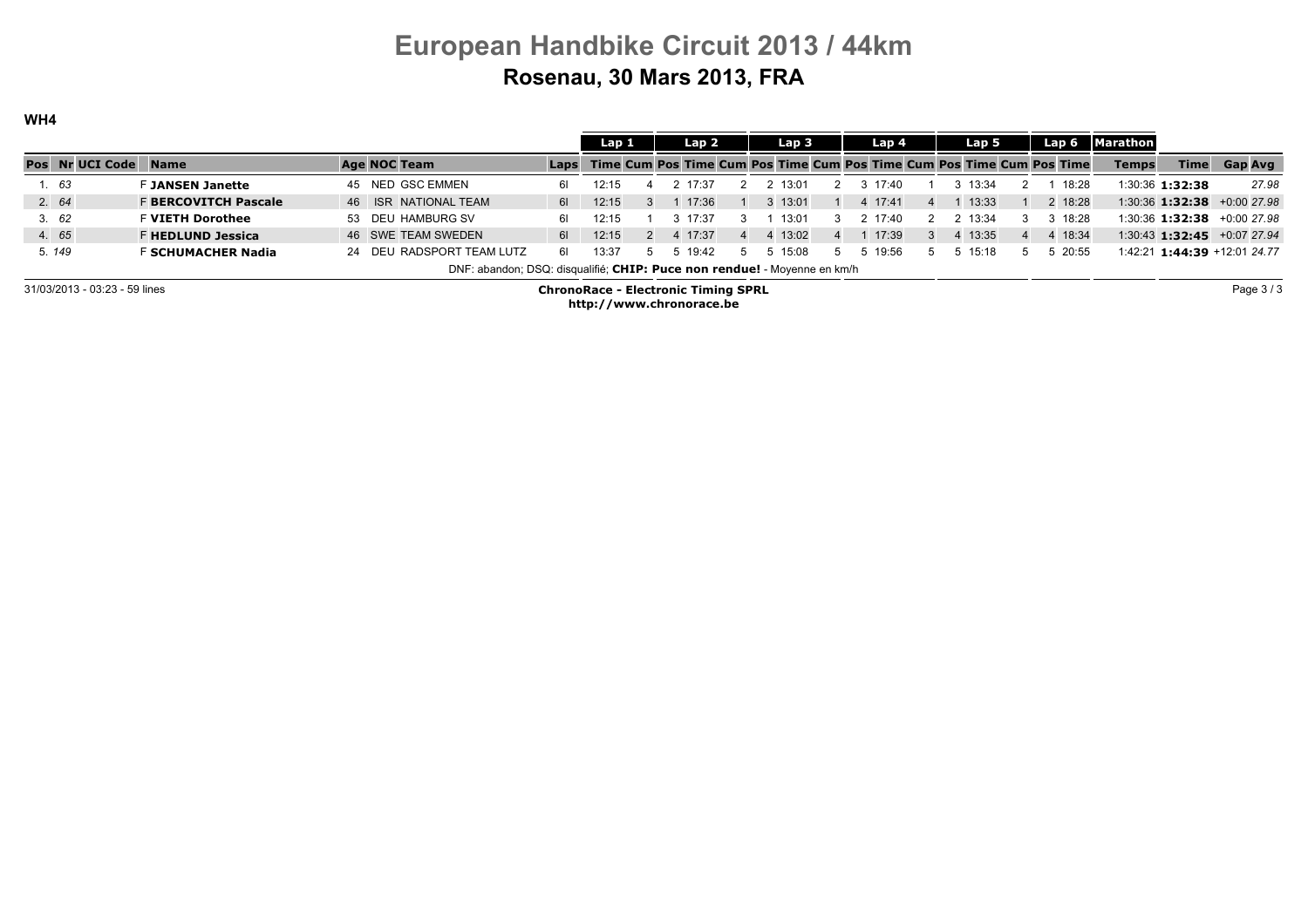# European Handbike Circuit 2013 / 44km

## Rosenau, 30 Mars 2013, FRA

### WH4

| | | | | | | | | Lap 1 | | | Lap 2 | | | Lap 3 | | | Lap 4 | | | Lap 5 | | | Lap 6 | Marathon | | | |
|---|---|---|---|---|---|---|---|---|---|---|---|---|---|---|---|---|---|---|---|---|---|---|---|---|---|---|---|
| Pos | Nr | UCI Code | Name | Age | NOC | Team | Laps | Time | Cum | Pos | Time | Cum | Pos | Time | Cum | Pos | Time | Cum | Pos | Time | Cum | Pos | Time | Temps | Time | Gap | Avg |
| 1. | 63 | | F JANSEN Janette | 45 | NED | GSC EMMEN | 6l | 12:15 | | 4 | 2 17:37 | | 2 | 2 13:01 | | 2 | 3 17:40 | | 1 | 3 13:34 | | 2 | 1 18:28 | 1:30:36 | 1:32:38 | | 27.98 |
| 2. | 64 | | F BERCOVITCH Pascale | 46 | ISR | NATIONAL TEAM | 6l | 12:15 | | 3 | 1 17:36 | | 1 | 3 13:01 | | 1 | 4 17:41 | | 4 | 1 13:33 | | 1 | 2 18:28 | 1:30:36 | 1:32:38 | +0:00 | 27.98 |
| 3. | 62 | | F VIETH Dorothee | 53 | DEU | HAMBURG SV | 6l | 12:15 | | 1 | 3 17:37 | | 3 | 1 13:01 | | 3 | 2 17:40 | | 2 | 2 13:34 | | 3 | 3 18:28 | 1:30:36 | 1:32:38 | +0:00 | 27.98 |
| 4. | 65 | | F HEDLUND Jessica | 46 | SWE | TEAM SWEDEN | 6l | 12:15 | | 2 | 4 17:37 | | 4 | 4 13:02 | | 4 | 1 17:39 | | 3 | 4 13:35 | | 4 | 4 18:34 | 1:30:43 | 1:32:45 | +0:07 | 27.94 |
| 5. | 149 | | F SCHUMACHER Nadia | 24 | DEU | RADSPORT TEAM LUTZ | 6l | 13:37 | | 5 | 5 19:42 | | 5 | 5 15:08 | | 5 | 5 19:56 | | 5 | 5 15:18 | | 5 | 5 20:55 | 1:42:21 | 1:44:39 | +12:01 | 24.77 |

DNF: abandon; DSQ: disqualifié; **CHIP: Puce non rendue!** - Moyenne en km/h

31/03/2013 - 03:23 - 59 lines

**ChronoRace - Electronic Timing SPRL**
**http://www.chronorace.be**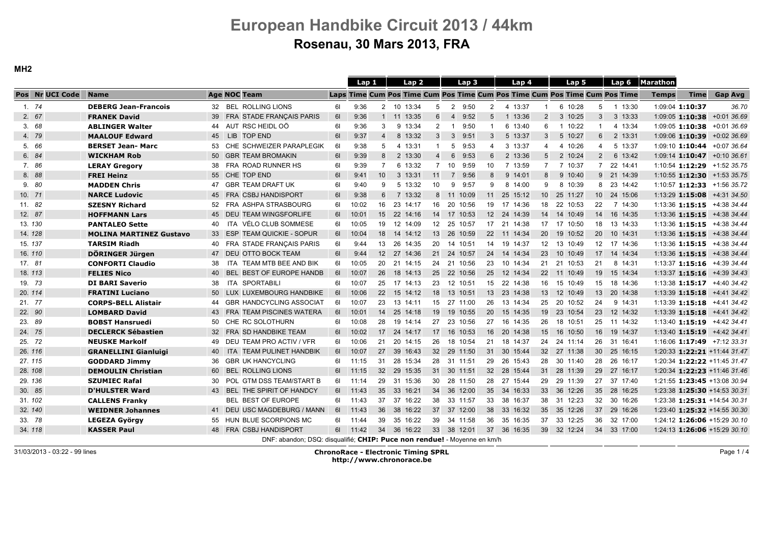# European Handbike Circuit 2013 / 44km

## Rosenau, 30 Mars 2013, FRA

**MH2**

| Pos | Nr | UCI Code | Name | Age | NOC | Team | Laps | Lap 1 Time | Lap 1 Cum | Lap 2 Pos | Lap 2 Time | Lap 2 Cum | Lap 3 Pos | Lap 3 Time | Lap 3 Cum | Lap 4 Pos | Lap 4 Time | Lap 4 Cum | Lap 5 Pos | Lap 5 Time | Lap 5 Cum | Lap 6 Pos | Lap 6 Time | Marathon Temps | Time | Gap | Avg |
|---|---|---|---|---|---|---|---|---|---|---|---|---|---|---|---|---|---|---|---|---|---|---|---|---|---|---|---|
| 1. | 74 | | **DEBERG Jean-Francois** | 32 | BEL | ROLLING LIONS | 6l | 9:36 | 2 | 10 | 13:34 | 5 | 2 | 9:50 | 2 | 4 | 13:37 | 1 | 6 | 10:28 | 5 | 1 | 13:30 | 1:09:04 | **1:10:37** | | 36.70 |
| 2. | 67 | | **FRANEK David** | 39 | FRA | STADE FRANÇAIS PARIS | 6l | 9:36 | 1 | 11 | 13:35 | 6 | 4 | 9:52 | 5 | 1 | 13:36 | 2 | 3 | 10:25 | 3 | 3 | 13:33 | 1:09:05 | **1:10:38** | +0:01 | 36.69 |
| 3. | 68 | | **ABLINGER Walter** | 44 | AUT | RSC HEIDL OÖ | 6l | 9:36 | 3 | 9 | 13:34 | 2 | 1 | 9:50 | 1 | 6 | 13:40 | 6 | 1 | 10:22 | 1 | 4 | 13:34 | 1:09:05 | **1:10:38** | +0:01 | 36.69 |
| 4. | 79 | | **MAALOUF Edward** | 45 | LIB | TOP END | 6l | 9:37 | 4 | 8 | 13:32 | 3 | 3 | 9:51 | 3 | 5 | 13:37 | 3 | 5 | 10:27 | 6 | 2 | 13:31 | 1:09:06 | **1:10:39** | +0:02 | 36.69 |
| 5. | 66 | | **BERSET Jean- Marc** | 53 | CHE | SCHWEIZER PARAPLEGIK | 6l | 9:38 | 5 | 4 | 13:31 | 1 | 5 | 9:53 | 4 | 3 | 13:37 | 4 | 4 | 10:26 | 4 | 5 | 13:37 | 1:09:10 | **1:10:44** | +0:07 | 36.64 |
| 6. | 84 | | **WICKHAM Rob** | 50 | GBR | TEAM BROMAKIN | 6l | 9:39 | 8 | 2 | 13:30 | 4 | 6 | 9:53 | 6 | 2 | 13:36 | 5 | 2 | 10:24 | 2 | 6 | 13:42 | 1:09:14 | **1:10:47** | +0:10 | 36.61 |
| 7. | 86 | | **LERAY Gregory** | 38 | FRA | ROAD RUNNER HS | 6l | 9:39 | 7 | 6 | 13:32 | 7 | 10 | 9:59 | 10 | 7 | 13:59 | 7 | 7 | 10:37 | 7 | 22 | 14:41 | 1:10:54 | **1:12:29** | +1:52 | 35.75 |
| 8. | 88 | | **FREI Heinz** | 55 | CHE | TOP END | 6l | 9:41 | 10 | 3 | 13:31 | 11 | 7 | 9:56 | 8 | 9 | 14:01 | 8 | 9 | 10:40 | 9 | 21 | 14:39 | 1:10:55 | **1:12:30** | +1:53 | 35.75 |
| 9. | 80 | | **MADDEN Chris** | 47 | GBR | TEAM DRAFT UK | 6l | 9:40 | 9 | 5 | 13:32 | 10 | 9 | 9:57 | 9 | 8 | 14:00 | 9 | 8 | 10:39 | 8 | 23 | 14:42 | 1:10:57 | **1:12:33** | +1:56 | 35.72 |
| 10. | 71 | | **NARCE Ludovic** | 45 | FRA | CSBJ HANDISPORT | 6l | 9:38 | 6 | 7 | 13:32 | 8 | 11 | 10:09 | 11 | 25 | 15:12 | 10 | 25 | 11:27 | 10 | 24 | 15:06 | 1:13:29 | **1:15:08** | +4:31 | 34.50 |
| 11. | 82 | | **SZESNY Richard** | 52 | FRA | ASHPA STRASBOURG | 6l | 10:02 | 16 | 23 | 14:17 | 16 | 20 | 10:56 | 19 | 17 | 14:36 | 18 | 22 | 10:53 | 22 | 7 | 14:30 | 1:13:36 | **1:15:15** | +4:38 | 34.44 |
| 12. | 87 | | **HOFFMANN Lars** | 45 | DEU | TEAM WINGSFORLIFE | 6l | 10:01 | 15 | 22 | 14:16 | 14 | 17 | 10:53 | 12 | 24 | 14:39 | 14 | 14 | 10:49 | 14 | 16 | 14:35 | 1:13:36 | **1:15:15** | +4:38 | 34.44 |
| 13. | 130 | | **PANTALEO Sette** | 40 | ITA | VÉLO CLUB SOMMESE | 6l | 10:05 | 19 | 12 | 14:09 | 12 | 25 | 10:57 | 17 | 21 | 14:38 | 17 | 17 | 10:50 | 18 | 13 | 14:33 | 1:13:36 | **1:15:15** | +4:38 | 34.44 |
| 14. | 128 | | **MOLINA MARTINEZ Gustavo** | 33 | ESP | TEAM QUICKIE - SOPUR | 6l | 10:04 | 18 | 14 | 14:12 | 13 | 26 | 10:59 | 22 | 11 | 14:34 | 20 | 19 | 10:52 | 20 | 10 | 14:31 | 1:13:36 | **1:15:15** | +4:38 | 34.44 |
| 15. | 137 | | **TARSIM Riadh** | 40 | FRA | STADE FRANÇAIS PARIS | 6l | 9:44 | 13 | 26 | 14:35 | 20 | 14 | 10:51 | 14 | 19 | 14:37 | 12 | 13 | 10:49 | 12 | 17 | 14:36 | 1:13:36 | **1:15:15** | +4:38 | 34.44 |
| 16. | 110 | | **DÖRINGER Jürgen** | 47 | DEU | OTTO BOCK TEAM | 6l | 9:44 | 12 | 27 | 14:36 | 21 | 24 | 10:57 | 24 | 14 | 14:34 | 23 | 10 | 10:49 | 17 | 14 | 14:34 | 1:13:36 | **1:15:15** | +4:38 | 34.44 |
| 17. | 81 | | **CONFORTI Claudio** | 38 | ITA | TEAM MTB BEE AND BIK | 6l | 10:05 | 20 | 21 | 14:15 | 24 | 21 | 10:56 | 23 | 10 | 14:34 | 21 | 21 | 10:53 | 21 | 8 | 14:31 | 1:13:37 | **1:15:16** | +4:39 | 34.44 |
| 18. | 113 | | **FELIES Nico** | 40 | BEL | BEST OF EUROPE HANDB | 6l | 10:07 | 26 | 18 | 14:13 | 25 | 22 | 10:56 | 25 | 12 | 14:34 | 22 | 11 | 10:49 | 19 | 15 | 14:34 | 1:13:37 | **1:15:16** | +4:39 | 34.43 |
| 19. | 73 | | **DI BARI Saverio** | 38 | ITA | SPORTABILI | 6l | 10:07 | 25 | 17 | 14:13 | 23 | 12 | 10:51 | 15 | 22 | 14:38 | 16 | 15 | 10:49 | 15 | 18 | 14:36 | 1:13:38 | **1:15:17** | +4:40 | 34.42 |
| 20. | 114 | | **FRATINI Luciano** | 50 | LUX | LUXEMBOURG HANDBIKE | 6l | 10:06 | 22 | 15 | 14:12 | 18 | 13 | 10:51 | 13 | 23 | 14:38 | 13 | 12 | 10:49 | 13 | 20 | 14:38 | 1:13:39 | **1:15:18** | +4:41 | 34.42 |
| 21. | 77 | | **CORPS-BELL Alistair** | 44 | GBR | HANDCYCLING ASSOCIAT | 6l | 10:07 | 23 | 13 | 14:11 | 15 | 27 | 11:00 | 26 | 13 | 14:34 | 25 | 20 | 10:52 | 24 | 9 | 14:31 | 1:13:39 | **1:15:18** | +4:41 | 34.42 |
| 22. | 90 | | **LOMBARD David** | 43 | FRA | TEAM PISCINES WATERA | 6l | 10:01 | 14 | 25 | 14:18 | 19 | 19 | 10:55 | 20 | 15 | 14:35 | 19 | 23 | 10:54 | 23 | 12 | 14:32 | 1:13:39 | **1:15:18** | +4:41 | 34.42 |
| 23. | 89 | | **BOBST Hansruedi** | 50 | CHE | RC SOLOTHURN | 6l | 10:08 | 28 | 19 | 14:14 | 27 | 23 | 10:56 | 27 | 16 | 14:35 | 26 | 18 | 10:51 | 25 | 11 | 14:32 | 1:13:40 | **1:15:19** | +4:42 | 34.41 |
| 24. | 75 | | **DECLERCK Sébastien** | 32 | FRA | SD HANDBIKE TEAM | 6l | 10:02 | 17 | 24 | 14:17 | 17 | 16 | 10:53 | 16 | 20 | 14:38 | 15 | 16 | 10:50 | 16 | 19 | 14:37 | 1:13:40 | **1:15:19** | +4:42 | 34.41 |
| 25. | 72 | | **NEUSKE Markolf** | 49 | DEU | TEAM PRO ACTIV / VFR | 6l | 10:06 | 21 | 20 | 14:15 | 26 | 18 | 10:54 | 21 | 18 | 14:37 | 24 | 24 | 11:14 | 26 | 31 | 16:41 | 1:16:06 | **1:17:49** | +7:12 | 33.31 |
| 26. | 116 | | **GRANELLINI Gianluigi** | 40 | ITA | TEAM PULINET HANDBIK | 6l | 10:07 | 27 | 39 | 16:43 | 32 | 29 | 11:50 | 31 | 30 | 15:44 | 32 | 27 | 11:38 | 30 | 25 | 16:15 | 1:20:33 | **1:22:21** | +11:44 | 31.47 |
| 27. | 115 | | **GODDARD Jimmy** | 36 | GBR | UK HANCYCLING | 6l | 11:15 | 31 | 28 | 15:34 | 28 | 31 | 11:51 | 29 | 26 | 15:43 | 28 | 30 | 11:40 | 28 | 26 | 16:17 | 1:20:34 | **1:22:22** | +11:45 | 31.47 |
| 28. | 108 | | **DEMOULIN Christian** | 60 | BEL | ROLLING LIONS | 6l | 11:15 | 32 | 29 | 15:35 | 31 | 30 | 11:51 | 32 | 28 | 15:44 | 31 | 28 | 11:39 | 29 | 27 | 16:17 | 1:20:34 | **1:22:23** | +11:46 | 31.46 |
| 29. | 136 | | **SZUMIEC Rafal** | 30 | POL | GTM DSS TEAM/START B | 6l | 11:14 | 29 | 31 | 15:36 | 30 | 28 | 11:50 | 28 | 27 | 15:44 | 29 | 29 | 11:39 | 27 | 37 | 17:40 | 1:21:55 | **1:23:45** | +13:08 | 30.94 |
| 30. | 85 | | **D'HULSTER Ward** | 43 | BEL | THE SPIRIT OF HANDCY | 6l | 11:43 | 35 | 33 | 16:21 | 34 | 36 | 12:00 | 35 | 34 | 16:33 | 33 | 36 | 12:26 | 35 | 28 | 16:25 | 1:23:38 | **1:25:30** | +14:53 | 30.31 |
| 31. | 102 | | **CALLENS Franky** | | BEL | BEST OF EUROPE | 6l | 11:43 | 37 | 37 | 16:22 | 38 | 33 | 11:57 | 33 | 38 | 16:37 | 38 | 31 | 12:23 | 32 | 30 | 16:26 | 1:23:38 | **1:25:31** | +14:54 | 30.31 |
| 32. | 140 | | **WEIDNER Johannes** | 41 | DEU | USC MAGDEBURG / MANN | 6l | 11:43 | 36 | 38 | 16:22 | 37 | 37 | 12:00 | 38 | 33 | 16:32 | 35 | 35 | 12:26 | 37 | 29 | 16:26 | 1:23:40 | **1:25:32** | +14:55 | 30.30 |
| 33. | 78 | | **LEGEZA György** | 55 | HUN | BLUE SCORPIONS MC | 6l | 11:44 | 39 | 35 | 16:22 | 39 | 34 | 11:58 | 36 | 35 | 16:35 | 37 | 33 | 12:25 | 36 | 32 | 17:00 | 1:24:12 | **1:26:06** | +15:29 | 30.10 |
| 34. | 118 | | **KASSER Paul** | 48 | FRA | CSBJ HANDISPORT | 6l | 11:42 | 34 | 36 | 16:22 | 33 | 38 | 12:01 | 37 | 36 | 16:35 | 39 | 32 | 12:24 | 34 | 33 | 17:00 | 1:24:13 | **1:26:06** | +15:29 | 30.10 |

DNF: abandon; DSQ: disqualifié; **CHIP: Puce non rendue!** - Moyenne en km/h

31/03/2013 - 03:22 - 99 lines

**ChronoRace - Electronic Timing SPRL**
**http://www.chronorace.be**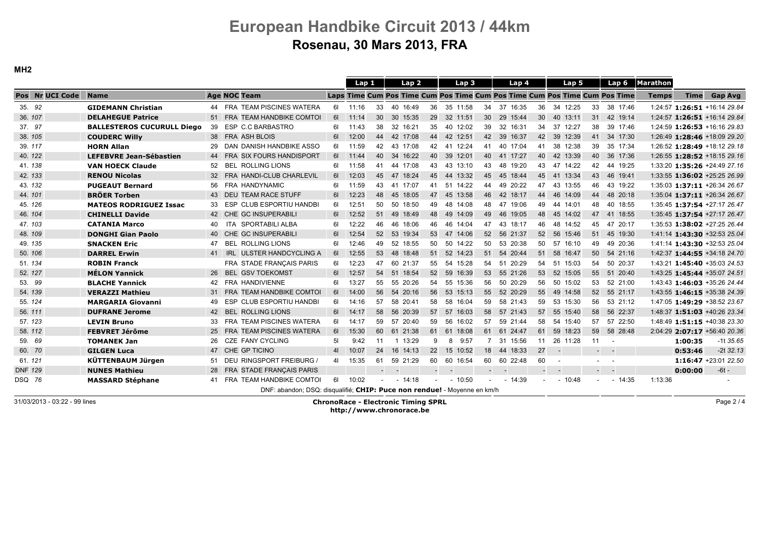# European Handbike Circuit 2013 / 44km

## Rosenau, 30 Mars 2013, FRA

**MH2**

| Pos | Nr | UCI Code | Name | Age | NOC | Team | Laps | Lap 1 Time | Lap 1 Cum | Lap 2 Pos | Lap 2 Time | Lap 2 Cum | Lap 3 Pos | Lap 3 Time | Lap 3 Cum | Lap 4 Pos | Lap 4 Time | Lap 4 Cum | Lap 5 Pos | Lap 5 Time | Lap 5 Cum | Lap 6 Pos | Lap 6 Time | Marathon Temps | Time | Gap | Avg |
|---|---|---|---|---|---|---|---|---|---|---|---|---|---|---|---|---|---|---|---|---|---|---|---|---|---|---|---|
| 35. | 92 | | **GIDEMANN Christian** | 44 | FRA | TEAM PISCINES WATERA | 6l | 11:16 | 33 | 40 | 16:49 | 36 | 35 | 11:58 | 34 | 37 | 16:35 | 36 | 34 | 12:25 | 33 | 38 | 17:46 | 1:24:57 | **1:26:51** | +16:14 | 29.84 |
| 36. | 107 | | **DELAHEGUE Patrice** | 51 | FRA | TEAM HANDBIKE COMTOI | 6l | 11:14 | 30 | 30 | 15:35 | 29 | 32 | 11:51 | 30 | 29 | 15:44 | 30 | 40 | 13:11 | 31 | 42 | 19:14 | 1:24:57 | **1:26:51** | +16:14 | 29.84 |
| 37. | 97 | | **BALLESTEROS CUCURULL Diego** | 39 | ESP | C.C BARBASTRO | 6l | 11:43 | 38 | 32 | 16:21 | 35 | 40 | 12:02 | 39 | 32 | 16:31 | 34 | 37 | 12:27 | 38 | 39 | 17:46 | 1:24:59 | **1:26:53** | +16:16 | 29.83 |
| 38. | 105 | | **COUDERC Willy** | 38 | FRA | ASH BLOIS | 6l | 12:00 | 44 | 42 | 17:08 | 44 | 42 | 12:51 | 42 | 39 | 16:37 | 42 | 39 | 12:39 | 41 | 34 | 17:30 | 1:26:49 | **1:28:46** | +18:09 | 29.20 |
| 39. | 117 | | **HORN Allan** | 29 | DAN | DANISH HANDBIKE ASSO | 6l | 11:59 | 42 | 43 | 17:08 | 42 | 41 | 12:24 | 41 | 40 | 17:04 | 41 | 38 | 12:38 | 39 | 35 | 17:34 | 1:26:52 | **1:28:49** | +18:12 | 29.18 |
| 40. | 122 | | **LEFEBVRE Jean-Sébastien** | 44 | FRA | SIX FOURS HANDISPORT | 6l | 11:44 | 40 | 34 | 16:22 | 40 | 39 | 12:01 | 40 | 41 | 17:27 | 40 | 42 | 13:39 | 40 | 36 | 17:36 | 1:26:55 | **1:28:52** | +18:15 | 29.16 |
| 41. | 138 | | **VAN HOECK Claude** | 52 | BEL | ROLLING LIONS | 6l | 11:58 | 41 | 44 | 17:08 | 43 | 43 | 13:10 | 43 | 48 | 19:20 | 43 | 47 | 14:22 | 42 | 44 | 19:25 | 1:33:20 | **1:35:26** | +24:49 | 27.16 |
| 42. | 133 | | **RENOU Nicolas** | 32 | FRA | HANDI-CLUB CHARLEVIL | 6l | 12:03 | 45 | 47 | 18:24 | 45 | 44 | 13:32 | 45 | 45 | 18:44 | 45 | 41 | 13:34 | 43 | 46 | 19:41 | 1:33:55 | **1:36:02** | +25:25 | 26.99 |
| 43. | 132 | | **PUGEAUT Bernard** | 56 | FRA | HANDYNAMIC | 6l | 11:59 | 43 | 41 | 17:07 | 41 | 51 | 14:22 | 44 | 49 | 20:22 | 47 | 43 | 13:55 | 46 | 43 | 19:22 | 1:35:03 | **1:37:11** | +26:34 | 26.67 |
| 44. | 101 | | **BRÖER Torben** | 43 | DEU | TEAM RACE STUFF | 6l | 12:23 | 48 | 45 | 18:05 | 47 | 45 | 13:58 | 46 | 42 | 18:17 | 44 | 46 | 14:09 | 44 | 48 | 20:18 | 1:35:04 | **1:37:11** | +26:34 | 26.67 |
| 45. | 126 | | **MATEOS RODRIGUEZ Issac** | 33 | ESP | CLUB ESPORTIU HANDBI | 6l | 12:51 | 50 | 50 | 18:50 | 49 | 48 | 14:08 | 48 | 47 | 19:06 | 49 | 44 | 14:01 | 48 | 40 | 18:55 | 1:35:45 | **1:37:54** | +27:17 | 26.47 |
| 46. | 104 | | **CHINELLI Davide** | 42 | CHE | GC INSUPERABILI | 6l | 12:52 | 51 | 49 | 18:49 | 48 | 49 | 14:09 | 49 | 46 | 19:05 | 48 | 45 | 14:02 | 47 | 41 | 18:55 | 1:35:45 | **1:37:54** | +27:17 | 26.47 |
| 47. | 103 | | **CATANIA Marco** | 40 | ITA | SPORTABILI ALBA | 6l | 12:22 | 46 | 46 | 18:06 | 46 | 46 | 14:04 | 47 | 43 | 18:17 | 46 | 48 | 14:52 | 45 | 47 | 20:17 | 1:35:53 | **1:38:02** | +27:25 | 26.44 |
| 48. | 109 | | **DONGHI Gian Paolo** | 40 | CHE | GC INSUPERABILI | 6l | 12:54 | 52 | 53 | 19:34 | 53 | 47 | 14:06 | 52 | 56 | 21:37 | 52 | 56 | 15:46 | 51 | 45 | 19:30 | 1:41:14 | **1:43:30** | +32:53 | 25.04 |
| 49. | 135 | | **SNACKEN Eric** | 47 | BEL | ROLLING LIONS | 6l | 12:46 | 49 | 52 | 18:55 | 50 | 50 | 14:22 | 50 | 53 | 20:38 | 50 | 57 | 16:10 | 49 | 49 | 20:36 | 1:41:14 | **1:43:30** | +32:53 | 25.04 |
| 50. | 106 | | **DARREL Erwin** | 41 | IRL | ULSTER HANDCYCLING A | 6l | 12:55 | 53 | 48 | 18:48 | 51 | 52 | 14:23 | 51 | 54 | 20:44 | 51 | 58 | 16:47 | 50 | 54 | 21:16 | 1:42:37 | **1:44:55** | +34:18 | 24.70 |
| 51. | 134 | | **ROBIN Franck** | | FRA | STADE FRANÇAIS PARIS | 6l | 12:23 | 47 | 60 | 21:37 | 55 | 54 | 15:28 | 54 | 51 | 20:29 | 54 | 51 | 15:03 | 54 | 50 | 20:37 | 1:43:21 | **1:45:40** | +35:03 | 24.53 |
| 52. | 127 | | **MÉLON Yannick** | 26 | BEL | GSV TOEKOMST | 6l | 12:57 | 54 | 51 | 18:54 | 52 | 59 | 16:39 | 53 | 55 | 21:26 | 53 | 52 | 15:05 | 55 | 51 | 20:40 | 1:43:25 | **1:45:44** | +35:07 | 24.51 |
| 53. | 99 | | **BLACHE Yannick** | 42 | FRA | HANDIVIENNE | 6l | 13:27 | 55 | 55 | 20:26 | 54 | 55 | 15:36 | 56 | 50 | 20:29 | 56 | 50 | 15:02 | 53 | 52 | 21:00 | 1:43:43 | **1:46:03** | +35:26 | 24.44 |
| 54. | 139 | | **VERAZZI Mathieu** | 31 | FRA | TEAM HANDBIKE COMTOI | 6l | 14:00 | 56 | 54 | 20:16 | 56 | 53 | 15:13 | 55 | 52 | 20:29 | 55 | 49 | 14:58 | 52 | 55 | 21:17 | 1:43:55 | **1:46:15** | +35:38 | 24.39 |
| 55. | 124 | | **MARGARIA Giovanni** | 49 | ESP | CLUB ESPORTIU HANDBI | 6l | 14:16 | 57 | 58 | 20:41 | 58 | 58 | 16:04 | 59 | 58 | 21:43 | 59 | 53 | 15:30 | 56 | 53 | 21:12 | 1:47:05 | **1:49:29** | +38:52 | 23.67 |
| 56. | 111 | | **DUFRANE Jerome** | 42 | BEL | ROLLING LIONS | 6l | 14:17 | 58 | 56 | 20:39 | 57 | 57 | 16:03 | 58 | 57 | 21:43 | 57 | 55 | 15:40 | 58 | 56 | 22:37 | 1:48:37 | **1:51:03** | +40:26 | 23.34 |
| 57. | 123 | | **LEVIN Bruno** | 33 | FRA | TEAM PISCINES WATERA | 6l | 14:17 | 59 | 57 | 20:40 | 59 | 56 | 16:02 | 57 | 59 | 21:44 | 58 | 54 | 15:40 | 57 | 57 | 22:50 | 1:48:49 | **1:51:15** | +40:38 | 23.30 |
| 58. | 112 | | **FEBVRET Jérôme** | 25 | FRA | TEAM PISCINES WATERA | 6l | 15:30 | 60 | 61 | 21:38 | 61 | 61 | 18:08 | 61 | 61 | 24:47 | 61 | 59 | 18:23 | 59 | 58 | 28:48 | 2:04:29 | **2:07:17** | +56:40 | 20.36 |
| 59. | 69 | | **TOMANEK Jan** | 26 | CZE | FANY CYCLING | 5l | 9:42 | 11 | 1 | 13:29 | 9 | 8 | 9:57 | 7 | 31 | 15:56 | 11 | 26 | 11:28 | 11 | - | | | **1:00:35** | -1t | 35.65 |
| 60. | 70 | | **GILGEN Luca** | 47 | CHE | GP TICINO | 4l | 10:07 | 24 | 16 | 14:13 | 22 | 15 | 10:52 | 18 | 44 | 18:33 | 27 | - | | - | - | | | **0:53:46** | -2t | 32.13 |
| 61. | 121 | | **KÜTTENBAUM Jürgen** | 51 | DEU | RINGSPORT FREIBURG / | 4l | 15:35 | 61 | 59 | 21:29 | 60 | 60 | 16:54 | 60 | 60 | 22:48 | 60 | - | | - | - | | | **1:16:47** | +23:01 | 22.50 |
| DNF | 129 | | **NUNES Mathieu** | 28 | FRA | STADE FRANÇAIS PARIS | | | - | - | | - | - | | - | - | | - | - | | - | - | | | **0:00:00** | -6t | - |
| DSQ | 76 | | **MASSARD Stéphane** | 41 | FRA | TEAM HANDBIKE COMTOI | 6l | 10:02 | - | - | 14:18 | - | - | 10:50 | - | - | 14:39 | - | - | 10:48 | - | - | 14:35 | 1:13:36 | | | - |

DNF: abandon; DSQ: disqualifié; **CHIP: Puce non rendue!** - Moyenne en km/h

31/03/2013 - 03:22 - 99 lines

**ChronoRace - Electronic Timing SPRL**
**http://www.chronorace.be**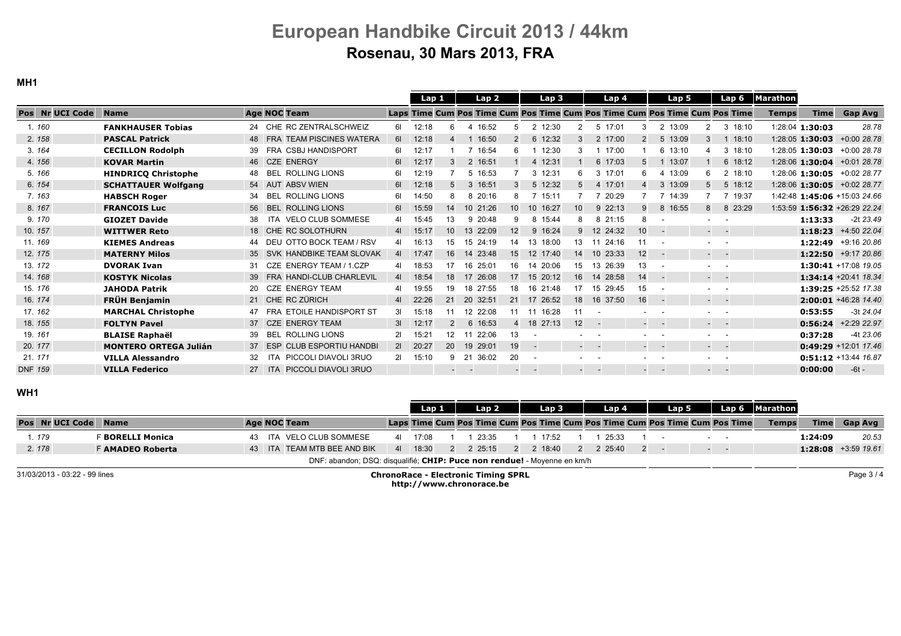# European Handbike Circuit 2013 / 44km

## Rosenau, 30 Mars 2013, FRA

### MH1

| Pos | Nr | UCI Code | Name | Age | NOC | Team | Laps | Lap 1 Time | Lap 1 Cum Pos | Lap 2 Pos | Lap 2 Time | Lap 2 Cum Pos | Lap 3 Pos | Lap 3 Time | Lap 3 Cum Pos | Lap 4 Pos | Lap 4 Time | Lap 4 Cum Pos | Lap 5 Pos | Lap 5 Time | Lap 5 Cum Pos | Lap 6 Pos | Lap 6 Time | Marathon Temps | Time | Gap | Avg |
|---|---|---|---|---|---|---|---|---|---|---|---|---|---|---|---|---|---|---|---|---|---|---|---|---|---|---|---|
| 1. | 160 | | FANKHAUSER Tobias | 24 | CHE | RC ZENTRALSCHWEIZ | 6l | 12:18 | 6 | 4 | 16:52 | 5 | 2 | 12:30 | 2 | 5 | 17:01 | 3 | 2 | 13:09 | 2 | 3 | 18:10 | 1:28:04 | 1:30:03 | | 28.78 |
| 2. | 158 | | PASCAL Patrick | 48 | FRA | TEAM PISCINES WATERA | 6l | 12:18 | 4 | 1 | 16:50 | 2 | 6 | 12:32 | 3 | 2 | 17:00 | 2 | 5 | 13:09 | 3 | 1 | 18:10 | 1:28:05 | 1:30:03 | +0:00 | 28.78 |
| 3. | 164 | | CECILLON Rodolph | 39 | FRA | CSBJ HANDISPORT | 6l | 12:17 | 1 | 7 | 16:54 | 6 | 1 | 12:30 | 3 | 1 | 17:00 | 1 | 6 | 13:10 | 4 | 3 | 18:10 | 1:28:05 | 1:30:03 | +0:00 | 28.78 |
| 4. | 156 | | KOVAR Martin | 46 | CZE | ENERGY | 6l | 12:17 | 3 | 2 | 16:51 | 1 | 4 | 12:31 | 1 | 6 | 17:03 | 5 | 1 | 13:07 | 1 | 6 | 18:12 | 1:28:06 | 1:30:04 | +0:01 | 28.78 |
| 5. | 166 | | HINDRICQ Christophe | 48 | BEL | ROLLING LIONS | 6l | 12:19 | 7 | 5 | 16:53 | 7 | 3 | 12:31 | 6 | 3 | 17:01 | 6 | 4 | 13:09 | 6 | 2 | 18:10 | 1:28:06 | 1:30:05 | +0:02 | 28.77 |
| 6. | 154 | | SCHATTAUER Wolfgang | 54 | AUT | ABSV WIEN | 6l | 12:18 | 5 | 3 | 16:51 | 3 | 5 | 12:32 | 5 | 4 | 17:01 | 4 | 3 | 13:09 | 5 | 5 | 18:12 | 1:28:06 | 1:30:05 | +0:02 | 28.77 |
| 7. | 163 | | HABSCH Roger | 34 | BEL | ROLLING LIONS | 6l | 14:50 | 8 | 8 | 20:16 | 8 | 7 | 15:11 | 7 | 7 | 20:29 | 7 | 7 | 14:39 | 7 | 7 | 19:37 | 1:42:48 | 1:45:06 | +15:03 | 24.66 |
| 8. | 167 | | FRANCOIS Luc | 56 | BEL | ROLLING LIONS | 6l | 15:59 | 14 | 10 | 21:26 | 10 | 10 | 16:27 | 10 | 9 | 22:13 | 9 | 8 | 16:55 | 8 | 8 | 23:29 | 1:53:59 | 1:56:32 | +26:29 | 22.24 |
| 9. | 170 | | GIOZET Davide | 38 | ITA | VELO CLUB SOMMESE | 4l | 15:45 | 13 | 9 | 20:48 | 9 | 8 | 15:44 | 8 | 8 | 21:15 | 8 | - | | - | - | | | 1:13:33 | -2t | 23.49 |
| 10. | 157 | | WITTWER Reto | 18 | CHE | RC SOLOTHURN | 4l | 15:17 | 10 | 13 | 22:09 | 12 | 9 | 16:24 | 9 | 12 | 24:32 | 10 | - | | - | - | | | 1:18:23 | +4:50 | 22.04 |
| 11. | 169 | | KIEMES Andreas | 44 | DEU | OTTO BOCK TEAM / RSV | 4l | 16:13 | 15 | 15 | 24:19 | 14 | 13 | 18:00 | 13 | 11 | 24:16 | 11 | - | | - | - | | | 1:22:49 | +9:16 | 20.86 |
| 12. | 175 | | MATERNY Milos | 35 | SVK | HANDBIKE TEAM SLOVAK | 4l | 17:47 | 16 | 14 | 23:48 | 15 | 12 | 17:40 | 14 | 10 | 23:33 | 12 | - | | - | - | | | 1:22:50 | +9:17 | 20.86 |
| 13. | 172 | | DVORAK Ivan | 31 | CZE | ENERGY TEAM / 1.CZP | 4l | 18:53 | 17 | 16 | 25:01 | 16 | 14 | 20:06 | 15 | 13 | 26:39 | 13 | - | | - | - | | | 1:30:41 | +17:08 | 19.05 |
| 14. | 168 | | KOSTYK Nicolas | 39 | FRA | HANDI-CLUB CHARLEVIL | 4l | 18:54 | 18 | 17 | 26:08 | 17 | 15 | 20:12 | 16 | 14 | 28:58 | 14 | - | | - | - | | | 1:34:14 | +20:41 | 18.34 |
| 15. | 176 | | JAHODA Patrik | 20 | CZE | ENERGY TEAM | 4l | 19:55 | 19 | 18 | 27:55 | 18 | 16 | 21:48 | 17 | 15 | 29:45 | 15 | - | | - | - | | | 1:39:25 | +25:52 | 17.38 |
| 16. | 174 | | FRÜH Benjamin | 21 | CHE | RC ZÜRICH | 4l | 22:26 | 21 | 20 | 32:51 | 21 | 17 | 26:52 | 18 | 16 | 37:50 | 16 | - | | - | - | | | 2:00:01 | +46:28 | 14.40 |
| 17. | 162 | | MARCHAL Christophe | 47 | FRA | ETOILE HANDISPORT ST | 3l | 15:18 | 11 | 12 | 22:08 | 11 | 11 | 16:28 | 11 | - | | - | - | | - | - | | | 0:53:55 | -3t | 24.04 |
| 18. | 155 | | FOLTYN Pavel | 37 | CZE | ENERGY TEAM | 3l | 12:17 | 2 | 6 | 16:53 | 4 | 18 | 27:13 | 12 | - | | - | - | | - | - | | | 0:56:24 | +2:29 | 22.97 |
| 19. | 161 | | BLAISE Raphaël | 39 | BEL | ROLLING LIONS | 2l | 15:21 | 12 | 11 | 22:06 | 13 | - | | - | - | | - | - | | - | - | | | 0:37:28 | -4t | 23.06 |
| 20. | 177 | | MONTERO ORTEGA Julián | 37 | ESP | CLUB ESPORTIU HANDBI | 2l | 20:27 | 20 | 19 | 29:01 | 19 | - | | - | - | | - | - | | - | - | | | 0:49:29 | +12:01 | 17.46 |
| 21. | 171 | | VILLA Alessandro | 32 | ITA | PICCOLI DIAVOLI 3RUO | 2l | 15:10 | 9 | 21 | 36:02 | 20 | - | | - | - | | - | - | | - | - | | | 0:51:12 | +13:44 | 16.87 |
| DNF | 159 | | VILLA Federico | 27 | ITA | PICCOLI DIAVOLI 3RUO | | | - | - | | - | - | | - | - | | - | - | | - | - | | | 0:00:00 | -6t | - |

### WH1

| Pos | Nr | UCI Code | Name | Age | NOC | Team | Laps | Lap 1 Time | Lap 1 Cum Pos | Lap 2 Pos | Lap 2 Time | Lap 2 Cum Pos | Lap 3 Pos | Lap 3 Time | Lap 3 Cum Pos | Lap 4 Pos | Lap 4 Time | Lap 4 Cum Pos | Lap 5 Pos | Lap 5 Time | Lap 5 Cum Pos | Lap 6 Pos | Lap 6 Time | Marathon Temps | Time | Gap | Avg |
|---|---|---|---|---|---|---|---|---|---|---|---|---|---|---|---|---|---|---|---|---|---|---|---|---|---|---|---|
| 1. | 179 | F | BORELLI Monica | 43 | ITA | VELO CLUB SOMMESE | 4l | 17:08 | 1 | 1 | 23:35 | 1 | 1 | 17:52 | 1 | 1 | 25:33 | 1 | - | | - | - | | | 1:24:09 | | 20.53 |
| 2. | 178 | F | AMADEO Roberta | 43 | ITA | TEAM MTB BEE AND BIK | 4l | 18:30 | 2 | 2 | 25:15 | 2 | 2 | 18:40 | 2 | 2 | 25:40 | 2 | - | | - | - | | | 1:28:08 | +3:59 | 19.61 |

DNF: abandon; DSQ: disqualifié; **CHIP: Puce non rendue!** - Moyenne en km/h

31/03/2013 - 03:22 - 99 lines

**ChronoRace - Electronic Timing SPRL**
**http://www.chronorace.be**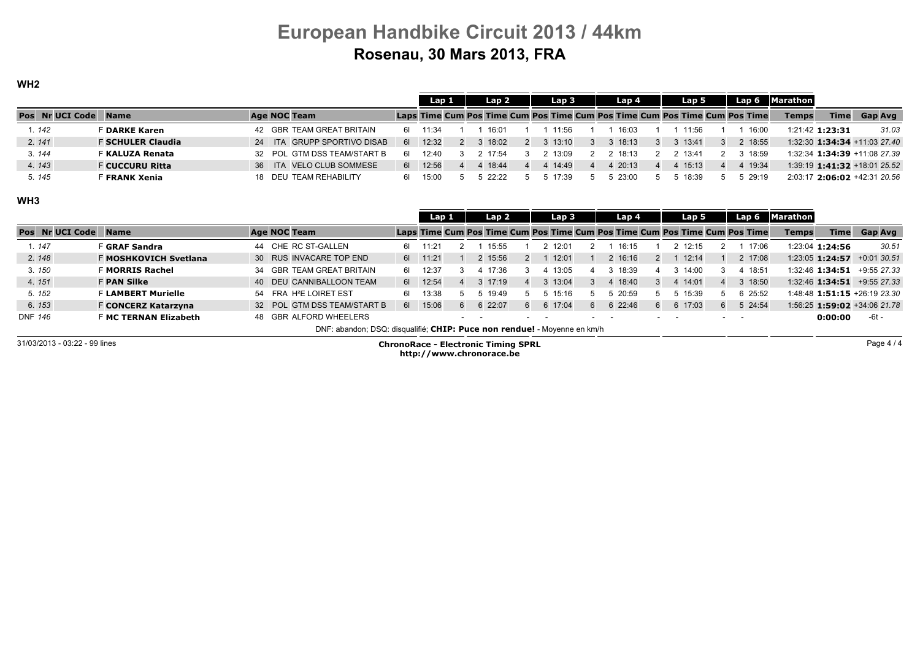# European Handbike Circuit 2013 / 44km

## Rosenau, 30 Mars 2013, FRA

### WH2

| Pos | Nr | UCI Code | Name | Age | NOC | Team | Laps | Lap 1 Time | Lap 1 Cum Pos | Lap 2 Time | Lap 2 Cum Pos | Lap 3 Time | Lap 3 Cum Pos | Lap 4 Time | Lap 4 Cum Pos | Lap 5 Time | Lap 5 Cum Pos | Lap 6 Time | Lap 6 Cum Pos | Marathon Temps | Time | Gap | Avg |
|---|---|---|---|---|---|---|---|---|---|---|---|---|---|---|---|---|---|---|---|---|---|---|---|
| 1. | 142 | | F **DARKE Karen** | 42 | GBR | TEAM GREAT BRITAIN | 6l | 11:34 | 1 | 16:01 | 1 | 11:56 | 1 | 16:03 | 1 | 11:56 | 1 | 16:00 | 1 | 1:21:42 | **1:23:31** | | 31.03 |
| 2. | 141 | | F **SCHULER Claudia** | 24 | ITA | GRUPP SPORTIVO DISAB | 6l | 12:32 | 2 | 18:02 | 3 | 13:10 | 3 | 18:13 | 3 | 13:41 | 3 | 18:55 | 2 | 1:32:30 | **1:34:34** | +11:03 | 27.40 |
| 3. | 144 | | F **KALUZA Renata** | 32 | POL | GTM DSS TEAM/START B | 6l | 12:40 | 3 | 17:54 | 2 | 13:09 | 2 | 18:13 | 2 | 13:41 | 2 | 18:59 | 3 | 1:32:34 | **1:34:39** | +11:08 | 27.39 |
| 4. | 143 | | F **CUCCURU Ritta** | 36 | ITA | VELO CLUB SOMMESE | 6l | 12:56 | 4 | 18:44 | 4 | 14:49 | 4 | 20:13 | 4 | 15:13 | 4 | 19:34 | 4 | 1:39:19 | **1:41:32** | +18:01 | 25.52 |
| 5. | 145 | | F **FRANK Xenia** | 18 | DEU | TEAM REHABILITY | 6l | 15:00 | 5 | 22:22 | 5 | 17:39 | 5 | 23:00 | 5 | 18:39 | 5 | 29:19 | 5 | 2:03:17 | **2:06:02** | +42:31 | 20.56 |

### WH3

| Pos | Nr | UCI Code | Name | Age | NOC | Team | Laps | Lap 1 Time | Lap 1 Cum Pos | Lap 2 Time | Lap 2 Cum Pos | Lap 3 Time | Lap 3 Cum Pos | Lap 4 Time | Lap 4 Cum Pos | Lap 5 Time | Lap 5 Cum Pos | Lap 6 Time | Lap 6 Cum Pos | Marathon Temps | Time | Gap | Avg |
|---|---|---|---|---|---|---|---|---|---|---|---|---|---|---|---|---|---|---|---|---|---|---|---|
| 1. | 147 | | F **GRAF Sandra** | 44 | CHE | RC ST-GALLEN | 6l | 11:21 | 2 | 15:55 | 1 | 12:01 | 2 | 16:15 | 1 | 12:15 | 2 | 17:06 | 1 | 1:23:04 | **1:24:56** | | 30.51 |
| 2. | 148 | | F **MOSHKOVICH Svetlana** | 30 | RUS | INVACARE TOP END | 6l | 11:21 | 1 | 15:56 | 2 | 12:01 | 1 | 16:16 | 2 | 12:14 | 1 | 17:08 | 2 | 1:23:05 | **1:24:57** | +0:01 | 30.51 |
| 3. | 150 | | F **MORRIS Rachel** | 34 | GBR | TEAM GREAT BRITAIN | 6l | 12:37 | 3 | 17:36 | 4 | 13:05 | 4 | 18:39 | 3 | 14:00 | 4 | 18:51 | 3 | 1:32:46 | **1:34:51** | +9:55 | 27.33 |
| 4. | 151 | | F **PAN Silke** | 40 | DEU | CANNIBALLOON TEAM | 6l | 12:54 | 4 | 17:19 | 3 | 13:04 | 3 | 18:40 | 4 | 14:01 | 3 | 18:50 | 4 | 1:32:46 | **1:34:51** | +9:55 | 27.33 |
| 5. | 152 | | F **LAMBERT Murielle** | 54 | FRA | H²E LOIRET EST | 6l | 13:38 | 5 | 19:49 | 5 | 15:16 | 5 | 20:59 | 5 | 15:39 | 5 | 25:52 | 6 | 1:48:48 | **1:51:15** | +26:19 | 23.30 |
| 6. | 153 | | F **CONCERZ Katarzyna** | 32 | POL | GTM DSS TEAM/START B | 6l | 15:06 | 6 | 22:07 | 6 | 17:04 | 6 | 22:46 | 6 | 17:03 | 6 | 24:54 | 5 | 1:56:25 | **1:59:02** | +34:06 | 21.78 |
| DNF | 146 | | F **MC TERNAN Elizabeth** | 48 | GBR | ALFORD WHEELERS | | | - | - | - | - | - | - | - | - | - | - | - | | **0:00:00** | -6t | - |

DNF: abandon; DSQ: disqualifié; **CHIP: Puce non rendue!** - Moyenne en km/h

31/03/2013 - 03:22 - 99 lines

**ChronoRace - Electronic Timing SPRL**
**http://www.chronorace.be**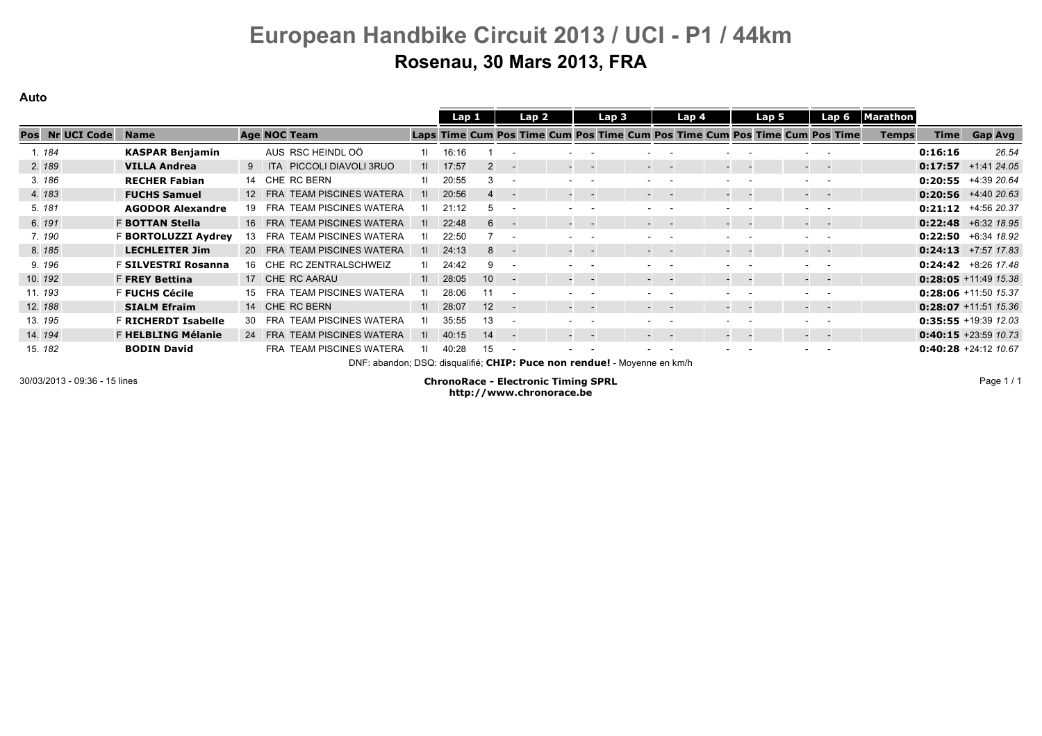# European Handbike Circuit 2013 / UCI - P1 / 44km

## Rosenau, 30 Mars 2013, FRA

**Auto**

| Pos | Nr | UCI Code | Name | Age | NOC | Team | Laps | Lap 1 Time | Lap 1 Cum | Lap 1 Pos | Lap 2 Time | Lap 2 Cum | Lap 2 Pos | Lap 3 Time | Lap 3 Cum | Lap 3 Pos | Lap 4 Time | Lap 4 Cum | Lap 4 Pos | Lap 5 Time | Lap 5 Cum | Lap 5 Pos | Lap 6 Time | Marathon Temps | Time | Gap | Avg |
|---|---|---|---|---|---|---|---|---|---|---|---|---|---|---|---|---|---|---|---|---|---|---|---|---|---|---|---|
| 1. | 184 | | **KASPAR Benjamin** | | AUS | RSC HEINDL OÖ | 1l | 16:16 | | 1 | - | | - | - | | - | - | | - | - | | - | - | | **0:16:16** | | 26.54 |
| 2. | 189 | | **VILLA Andrea** | 9 | ITA | PICCOLI DIAVOLI 3RUO | 1l | 17:57 | | 2 | - | | - | - | | - | - | | - | - | | - | - | | **0:17:57** | +1:41 | 24.05 |
| 3. | 186 | | **RECHER Fabian** | 14 | CHE | RC BERN | 1l | 20:55 | | 3 | - | | - | - | | - | - | | - | - | | - | - | | **0:20:55** | +4:39 | 20.64 |
| 4. | 183 | | **FUCHS Samuel** | 12 | FRA | TEAM PISCINES WATERA | 1l | 20:56 | | 4 | - | | - | - | | - | - | | - | - | | - | - | | **0:20:56** | +4:40 | 20.63 |
| 5. | 181 | | **AGODOR Alexandre** | 19 | FRA | TEAM PISCINES WATERA | 1l | 21:12 | | 5 | - | | - | - | | - | - | | - | - | | - | - | | **0:21:12** | +4:56 | 20.37 |
| 6. | 191 | | F **BOTTAN Stella** | 16 | FRA | TEAM PISCINES WATERA | 1l | 22:48 | | 6 | - | | - | - | | - | - | | - | - | | - | - | | **0:22:48** | +6:32 | 18.95 |
| 7. | 190 | | F **BORTOLUZZI Aydrey** | 13 | FRA | TEAM PISCINES WATERA | 1l | 22:50 | | 7 | - | | - | - | | - | - | | - | - | | - | - | | **0:22:50** | +6:34 | 18.92 |
| 8. | 185 | | **LECHLEITER Jim** | 20 | FRA | TEAM PISCINES WATERA | 1l | 24:13 | | 8 | - | | - | - | | - | - | | - | - | | - | - | | **0:24:13** | +7:57 | 17.83 |
| 9. | 196 | | F **SILVESTRI Rosanna** | 16 | CHE | RC ZENTRALSCHWEIZ | 1l | 24:42 | | 9 | - | | - | - | | - | - | | - | - | | - | - | | **0:24:42** | +8:26 | 17.48 |
| 10. | 192 | | F **FREY Bettina** | 17 | CHE | RC AARAU | 1l | 28:05 | | 10 | - | | - | - | | - | - | | - | - | | - | - | | **0:28:05** | +11:49 | 15.38 |
| 11. | 193 | | F **FUCHS Cécile** | 15 | FRA | TEAM PISCINES WATERA | 1l | 28:06 | | 11 | - | | - | - | | - | - | | - | - | | - | - | | **0:28:06** | +11:50 | 15.37 |
| 12. | 188 | | **SIALM Efraim** | 14 | CHE | RC BERN | 1l | 28:07 | | 12 | - | | - | - | | - | - | | - | - | | - | - | | **0:28:07** | +11:51 | 15.36 |
| 13. | 195 | | F **RICHERDT Isabelle** | 30 | FRA | TEAM PISCINES WATERA | 1l | 35:55 | | 13 | - | | - | - | | - | - | | - | - | | - | - | | **0:35:55** | +19:39 | 12.03 |
| 14. | 194 | | F **HELBLING Mélanie** | 24 | FRA | TEAM PISCINES WATERA | 1l | 40:15 | | 14 | - | | - | - | | - | - | | - | - | | - | - | | **0:40:15** | +23:59 | 10.73 |
| 15. | 182 | | **BODIN David** | | FRA | TEAM PISCINES WATERA | 1l | 40:28 | | 15 | - | | - | - | | - | - | | - | - | | - | - | | **0:40:28** | +24:12 | 10.67 |

DNF: abandon; DSQ: disqualifié; **CHIP: Puce non rendue!** - Moyenne en km/h

30/03/2013 - 09:36 - 15 lines

**ChronoRace - Electronic Timing SPRL**
**http://www.chronorace.be**